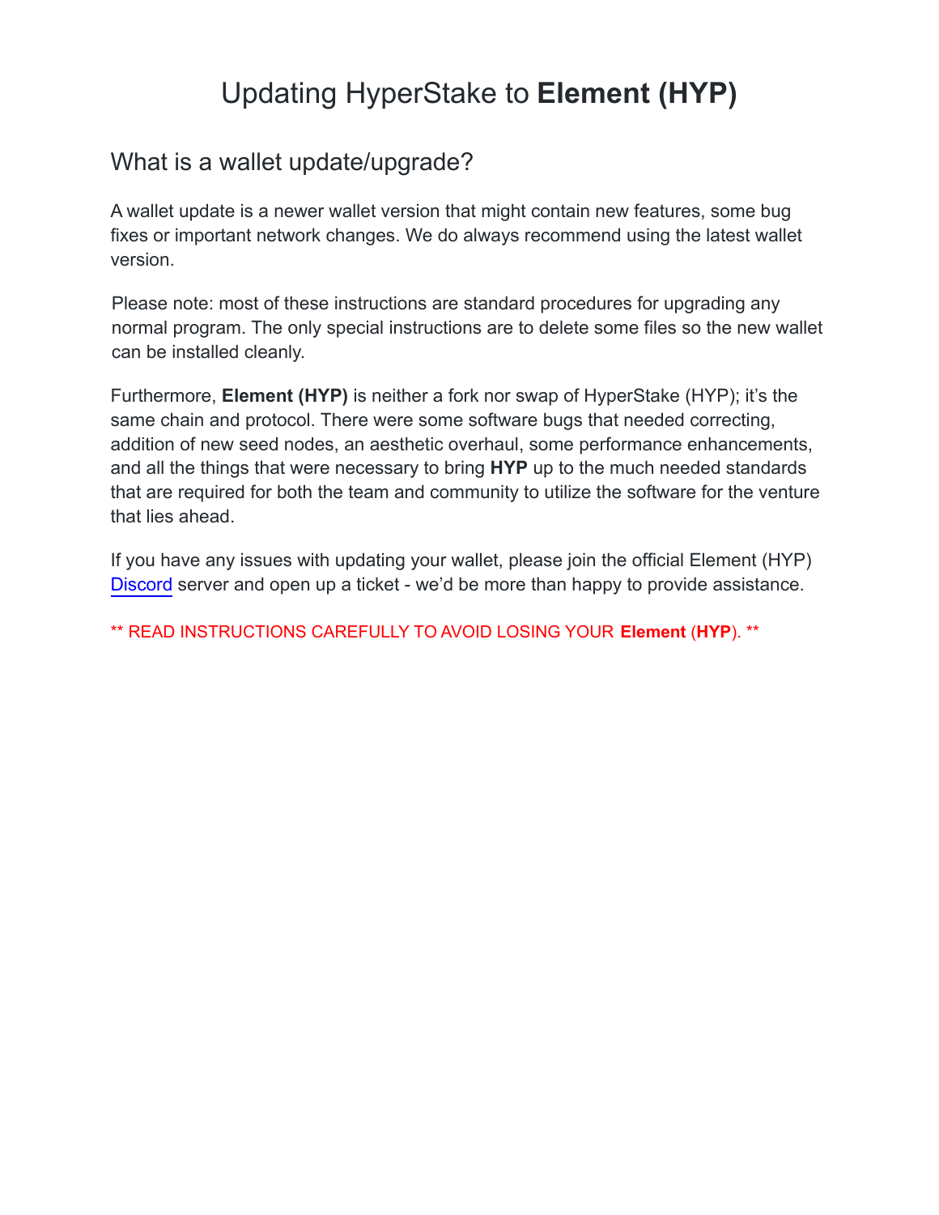# Updating HyperStake to **Element (HYP)**

## What is a wallet update/upgrade?

A wallet update is a newer wallet version that might contain new features, some bug fixes or important network changes. We do always recommend using the latest wallet version.

Please note: most of these instructions are standard procedures for upgrading any normal program. The only special instructions are to delete some files so the new wallet can be installed cleanly.

Furthermore, **Element (HYP)** is neither a fork nor swap of HyperStake (HYP); it's the same chain and protocol. There were some software bugs that needed correcting, addition of new seed nodes, an aesthetic overhaul, some performance enhancements, and all the things that were necessary to bring **HYP** up to the much needed standards that are required for both the team and community to utilize the software for the venture that lies ahead.

If you have any issues with updating your wallet, please join the official Element (HYP) Discord server and open up a ticket - we'd be more than happy to provide assistance.

** READ INSTRUCTIONS CAREFULLY TO AVOID LOSING YOUR **Element** (**HYP**). **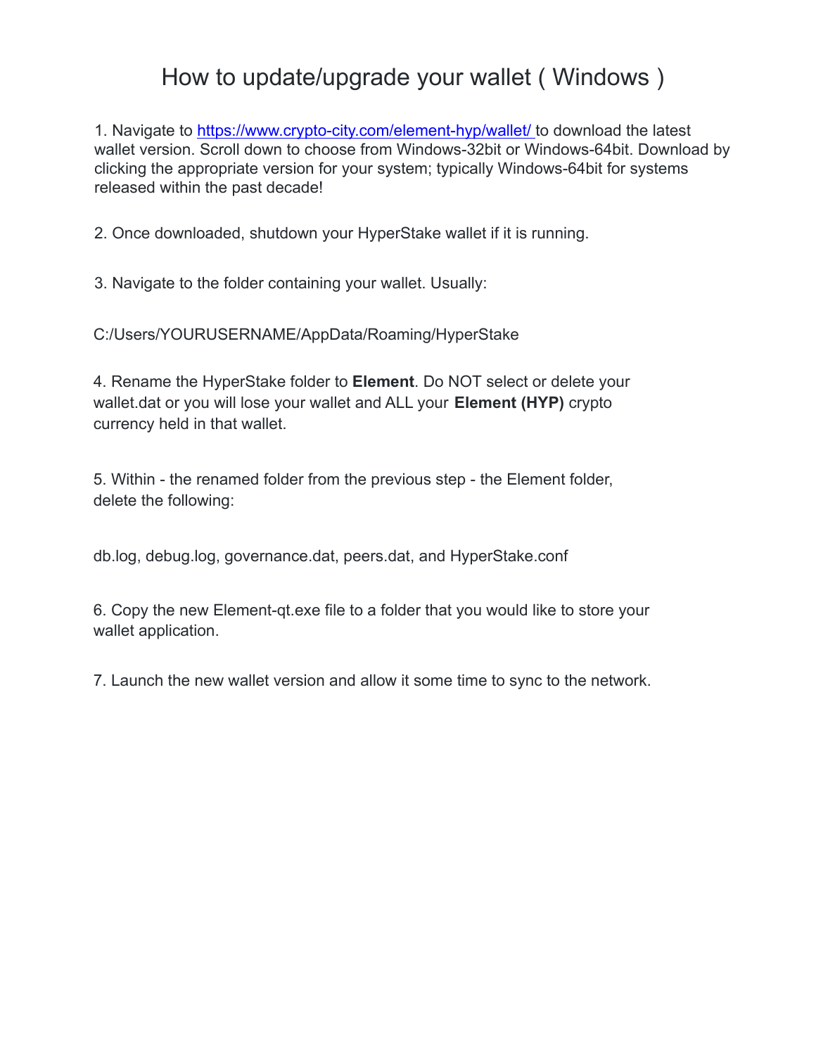# How to update/upgrade your wallet ( Windows )

1. Navigate to [https://www.crypto-city.com/element-hyp/wallet/](https://www.crypto-city.com/element-hyp/wallet/) to download the latest wallet version. Scroll down to choose from Windows-32bit or Windows-64bit. Download by clicking the appropriate version for your system; typically Windows-64bit for systems released within the past decade!

2. Once downloaded, shutdown your HyperStake wallet if it is running.

3. Navigate to the folder containing your wallet. Usually:

C:/Users/YOURUSERNAME/AppData/Roaming/HyperStake

4. Rename the HyperStake folder to **Element**. Do NOT select or delete your wallet.dat or you will lose your wallet and ALL your **Element (HYP)** crypto currency held in that wallet.

5. Within - the renamed folder from the previous step - the Element folder, delete the following:

db.log, debug.log, governance.dat, peers.dat, and HyperStake.conf

6. Copy the new Element-qt.exe file to a folder that you would like to store your wallet application.

7. Launch the new wallet version and allow it some time to sync to the network.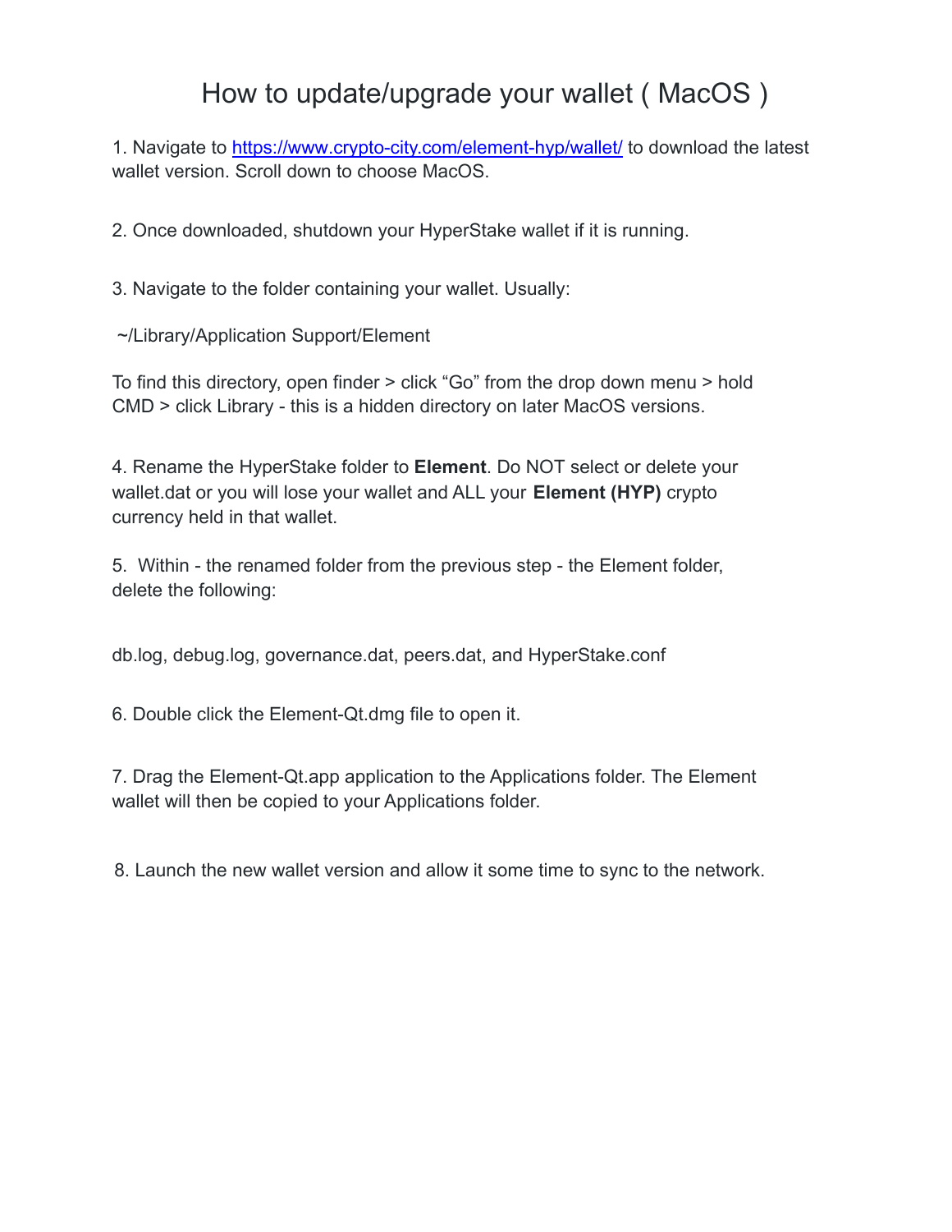# How to update/upgrade your wallet ( MacOS )

1. Navigate to [https://www.crypto-city.com/element-hyp/wallet/](https://www.crypto-city.com/element-hyp/wallet/) to download the latest wallet version. Scroll down to choose MacOS.

2. Once downloaded, shutdown your HyperStake wallet if it is running.

3. Navigate to the folder containing your wallet. Usually:

   ~/Library/Application Support/Element

   To find this directory, open finder > click “Go” from the drop down menu > hold CMD > click Library - this is a hidden directory on later MacOS versions.

4. Rename the HyperStake folder to **Element**. Do NOT select or delete your wallet.dat or you will lose your wallet and ALL your **Element (HYP)** crypto currency held in that wallet.

5. Within - the renamed folder from the previous step - the Element folder, delete the following:

   db.log, debug.log, governance.dat, peers.dat, and HyperStake.conf

6. Double click the Element-Qt.dmg file to open it.

7. Drag the Element-Qt.app application to the Applications folder. The Element wallet will then be copied to your Applications folder.

8. Launch the new wallet version and allow it some time to sync to the network.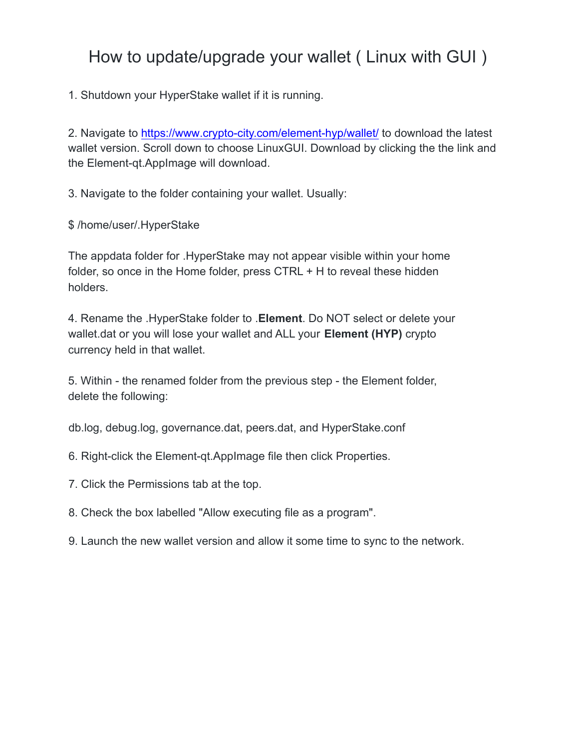# How to update/upgrade your wallet ( Linux with GUI )

1. Shutdown your HyperStake wallet if it is running.

2. Navigate to [https://www.crypto-city.com/element-hyp/wallet/](https://www.crypto-city.com/element-hyp/wallet/) to download the latest wallet version. Scroll down to choose LinuxGUI. Download by clicking the the link and the Element-qt.AppImage will download.

3. Navigate to the folder containing your wallet. Usually:

$ /home/user/.HyperStake

The appdata folder for .HyperStake may not appear visible within your home folder, so once in the Home folder, press CTRL + H to reveal these hidden holders.

4. Rename the .HyperStake folder to .**Element**. Do NOT select or delete your wallet.dat or you will lose your wallet and ALL your **Element (HYP)** crypto currency held in that wallet.

5. Within - the renamed folder from the previous step - the Element folder, delete the following:

db.log, debug.log, governance.dat, peers.dat, and HyperStake.conf

6. Right-click the Element-qt.AppImage file then click Properties.

7. Click the Permissions tab at the top.

8. Check the box labelled "Allow executing file as a program".

9. Launch the new wallet version and allow it some time to sync to the network.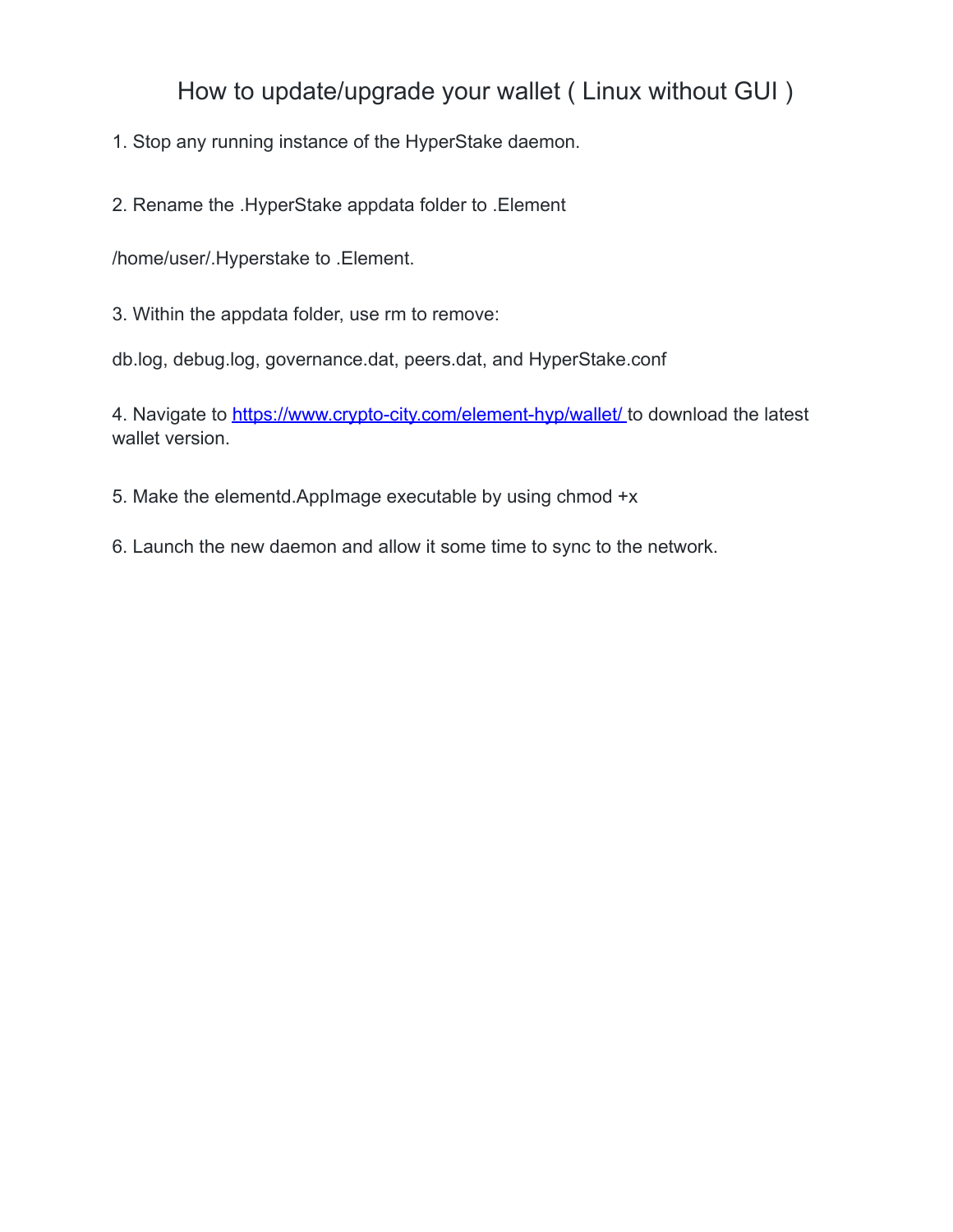# How to update/upgrade your wallet ( Linux without GUI )

1. Stop any running instance of the HyperStake daemon.

2. Rename the .HyperStake appdata folder to .Element

/home/user/.Hyperstake to .Element.

3. Within the appdata folder, use rm to remove:

db.log, debug.log, governance.dat, peers.dat, and HyperStake.conf

4. Navigate to [https://www.crypto-city.com/element-hyp/wallet/](https://www.crypto-city.com/element-hyp/wallet/) to download the latest wallet version.

5. Make the elementd.AppImage executable by using chmod +x

6. Launch the new daemon and allow it some time to sync to the network.